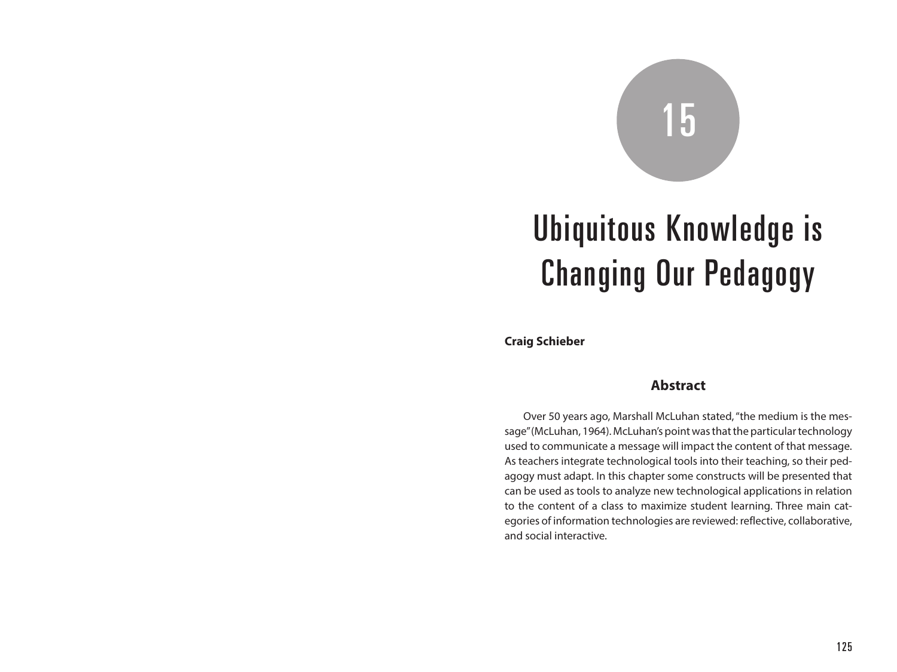# 15

# Ubiquitous Knowledge is Changing Our Pedagogy

**Craig Schieber**

## Abstract

Over 50 years ago, Marshall McLuhan stated, "the medium is the message" (McLuhan, 1964). McLuhan's point was that the particular technology used to communicate a message will impact the content of that message. As teachers integrate technological tools into their teaching, so their pedagogy must adapt. In this chapter some constructs will be presented that can be used as tools to analyze new technological applications in relation to the content of a class to maximize student learning. Three main categories of information technologies are reviewed: reflective, collaborative, and social interactive.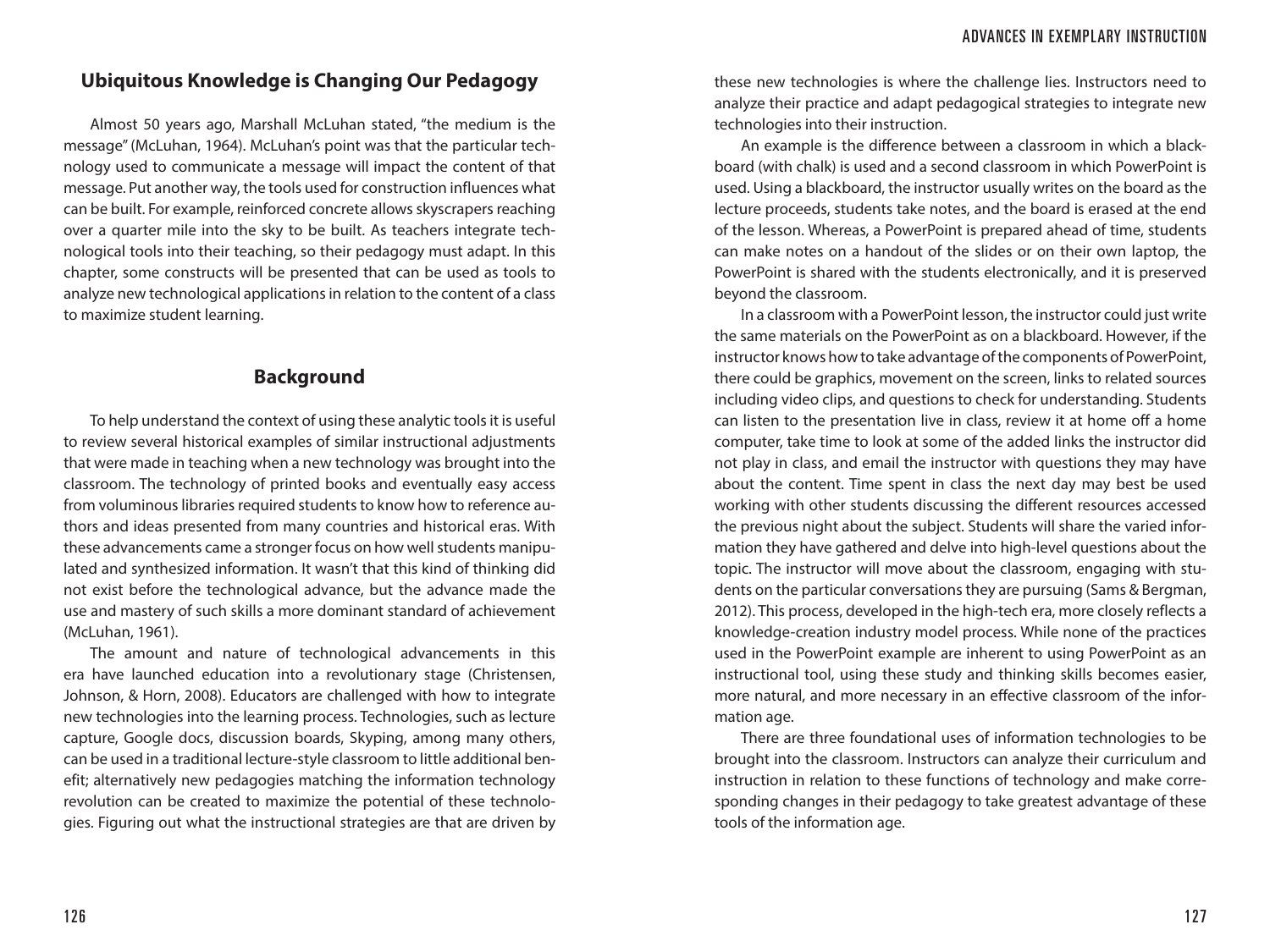## Ubiquitous Knowledge is Changing Our Pedagogy

Almost 50 years ago, Marshall McLuhan stated, "the medium is the message" (McLuhan, 1964). McLuhan's point was that the particular technology used to communicate a message will impact the content of that message. Put another way, the tools used for construction influences what can be built. For example, reinforced concrete allows skyscrapers reaching over a quarter mile into the sky to be built. As teachers integrate technological tools into their teaching, so their pedagogy must adapt. In this chapter, some constructs will be presented that can be used as tools to analyze new technological applications in relation to the content of a class to maximize student learning.

## Background

To help understand the context of using these analytic tools it is useful to review several historical examples of similar instructional adjustments that were made in teaching when a new technology was brought into the classroom. The technology of printed books and eventually easy access from voluminous libraries required students to know how to reference authors and ideas presented from many countries and historical eras. With these advancements came a stronger focus on how well students manipulated and synthesized information. It wasn't that this kind of thinking did not exist before the technological advance, but the advance made the use and mastery of such skills a more dominant standard of achievement (McLuhan, 1961).

The amount and nature of technological advancements in this era have launched education into a revolutionary stage (Christensen, Johnson, & Horn, 2008). Educators are challenged with how to integrate new technologies into the learning process. Technologies, such as lecture capture, Google docs, discussion boards, Skyping, among many others, can be used in a traditional lecture-style classroom to little additional benefit; alternatively new pedagogies matching the information technology revolution can be created to maximize the potential of these technologies. Figuring out what the instructional strategies are that are driven by these new technologies is where the challenge lies. Instructors need to analyze their practice and adapt pedagogical strategies to integrate new technologies into their instruction.

An example is the difference between a classroom in which a blackboard (with chalk) is used and a second classroom in which PowerPoint is used. Using a blackboard, the instructor usually writes on the board as the lecture proceeds, students take notes, and the board is erased at the end of the lesson. Whereas, a PowerPoint is prepared ahead of time, students can make notes on a handout of the slides or on their own laptop, the PowerPoint is shared with the students electronically, and it is preserved beyond the classroom.

In a classroom with a PowerPoint lesson, the instructor could just write the same materials on the PowerPoint as on a blackboard. However, if the instructor knows how to take advantage of the components of PowerPoint, there could be graphics, movement on the screen, links to related sources including video clips, and questions to check for understanding. Students can listen to the presentation live in class, review it at home off a home computer, take time to look at some of the added links the instructor did not play in class, and email the instructor with questions they may have about the content. Time spent in class the next day may best be used working with other students discussing the different resources accessed the previous night about the subject. Students will share the varied information they have gathered and delve into high-level questions about the topic. The instructor will move about the classroom, engaging with students on the particular conversations they are pursuing (Sams & Bergman, 2012). This process, developed in the high-tech era, more closely reflects a knowledge-creation industry model process. While none of the practices used in the PowerPoint example are inherent to using PowerPoint as an instructional tool, using these study and thinking skills becomes easier, more natural, and more necessary in an effective classroom of the information age.

There are three foundational uses of information technologies to be brought into the classroom. Instructors can analyze their curriculum and instruction in relation to these functions of technology and make corresponding changes in their pedagogy to take greatest advantage of these tools of the information age.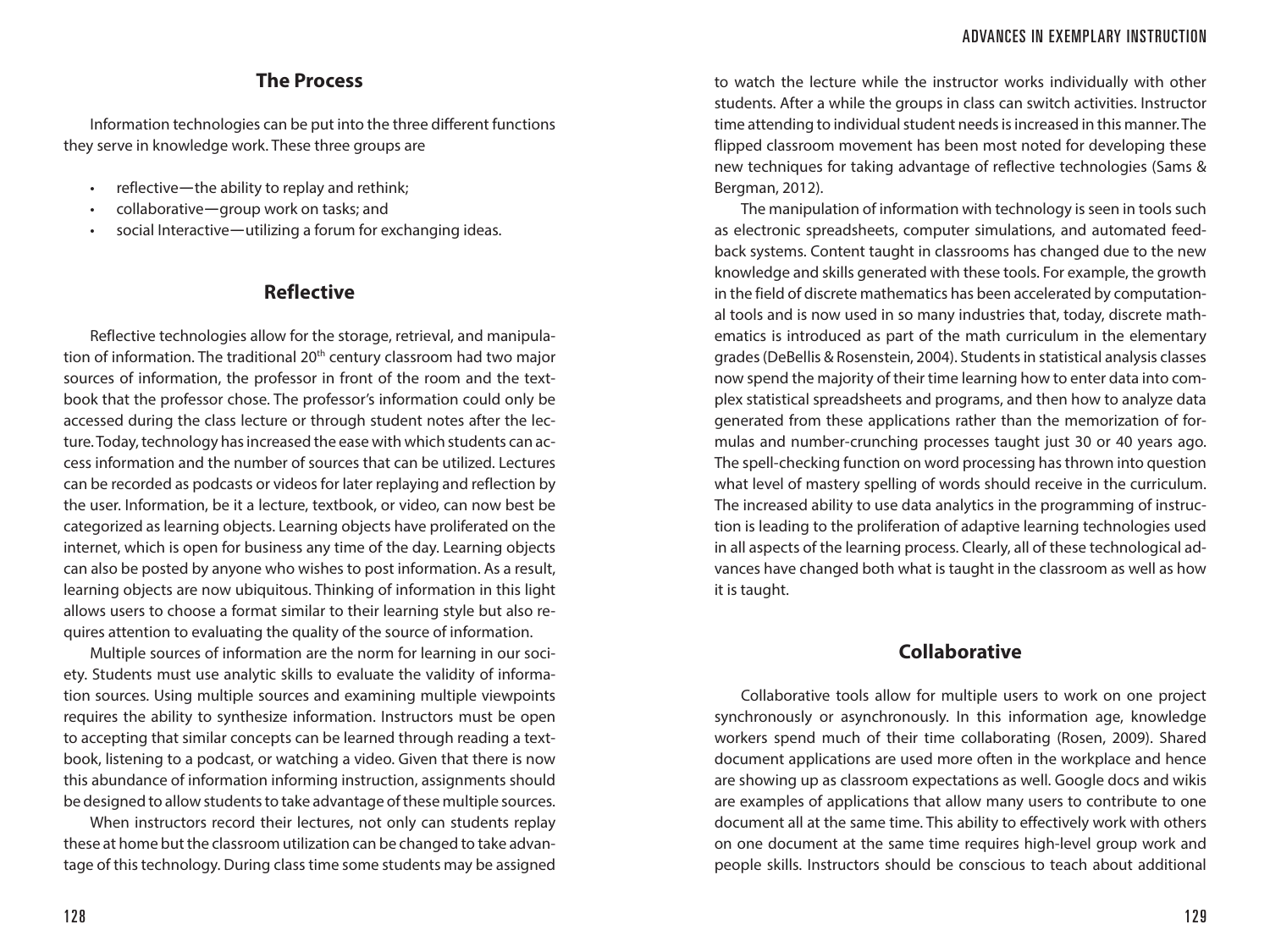## The Process

Information technologies can be put into the three different functions they serve in knowledge work. These three groups are

- reflective—the ability to replay and rethink;
- collaborative—group work on tasks; and
- social Interactive—utilizing a forum for exchanging ideas.

## Reflective

Reflective technologies allow for the storage, retrieval, and manipulation of information. The traditional 20th century classroom had two major sources of information, the professor in front of the room and the textbook that the professor chose. The professor's information could only be accessed during the class lecture or through student notes after the lecture. Today, technology has increased the ease with which students can access information and the number of sources that can be utilized. Lectures can be recorded as podcasts or videos for later replaying and reflection by the user. Information, be it a lecture, textbook, or video, can now best be categorized as learning objects. Learning objects have proliferated on the internet, which is open for business any time of the day. Learning objects can also be posted by anyone who wishes to post information. As a result, learning objects are now ubiquitous. Thinking of information in this light allows users to choose a format similar to their learning style but also requires attention to evaluating the quality of the source of information.

Multiple sources of information are the norm for learning in our society. Students must use analytic skills to evaluate the validity of information sources. Using multiple sources and examining multiple viewpoints requires the ability to synthesize information. Instructors must be open to accepting that similar concepts can be learned through reading a textbook, listening to a podcast, or watching a video. Given that there is now this abundance of information informing instruction, assignments should be designed to allow students to take advantage of these multiple sources.

When instructors record their lectures, not only can students replay these at home but the classroom utilization can be changed to take advantage of this technology. During class time some students may be assigned to watch the lecture while the instructor works individually with other students. After a while the groups in class can switch activities. Instructor time attending to individual student needs is increased in this manner. The flipped classroom movement has been most noted for developing these new techniques for taking advantage of reflective technologies (Sams & Bergman, 2012).

The manipulation of information with technology is seen in tools such as electronic spreadsheets, computer simulations, and automated feedback systems. Content taught in classrooms has changed due to the new knowledge and skills generated with these tools. For example, the growth in the field of discrete mathematics has been accelerated by computational tools and is now used in so many industries that, today, discrete mathematics is introduced as part of the math curriculum in the elementary grades (DeBellis & Rosenstein, 2004). Students in statistical analysis classes now spend the majority of their time learning how to enter data into complex statistical spreadsheets and programs, and then how to analyze data generated from these applications rather than the memorization of formulas and number-crunching processes taught just 30 or 40 years ago. The spell-checking function on word processing has thrown into question what level of mastery spelling of words should receive in the curriculum. The increased ability to use data analytics in the programming of instruction is leading to the proliferation of adaptive learning technologies used in all aspects of the learning process. Clearly, all of these technological advances have changed both what is taught in the classroom as well as how it is taught.

## Collaborative

Collaborative tools allow for multiple users to work on one project synchronously or asynchronously. In this information age, knowledge workers spend much of their time collaborating (Rosen, 2009). Shared document applications are used more often in the workplace and hence are showing up as classroom expectations as well. Google docs and wikis are examples of applications that allow many users to contribute to one document all at the same time. This ability to effectively work with others on one document at the same time requires high-level group work and people skills. Instructors should be conscious to teach about additional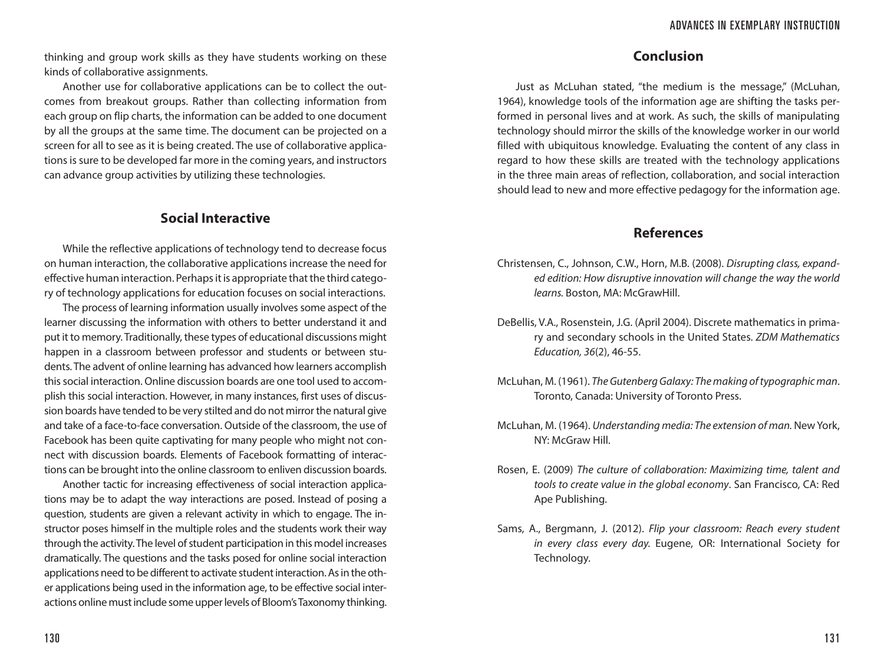thinking and group work skills as they have students working on these kinds of collaborative assignments.

Another use for collaborative applications can be to collect the outcomes from breakout groups. Rather than collecting information from each group on flip charts, the information can be added to one document by all the groups at the same time. The document can be projected on a screen for all to see as it is being created. The use of collaborative applications is sure to be developed far more in the coming years, and instructors can advance group activities by utilizing these technologies.

## Social Interactive

While the reflective applications of technology tend to decrease focus on human interaction, the collaborative applications increase the need for effective human interaction. Perhaps it is appropriate that the third category of technology applications for education focuses on social interactions.

The process of learning information usually involves some aspect of the learner discussing the information with others to better understand it and put it to memory. Traditionally, these types of educational discussions might happen in a classroom between professor and students or between students. The advent of online learning has advanced how learners accomplish this social interaction. Online discussion boards are one tool used to accomplish this social interaction. However, in many instances, first uses of discussion boards have tended to be very stilted and do not mirror the natural give and take of a face-to-face conversation. Outside of the classroom, the use of Facebook has been quite captivating for many people who might not connect with discussion boards. Elements of Facebook formatting of interactions can be brought into the online classroom to enliven discussion boards.

Another tactic for increasing effectiveness of social interaction applications may be to adapt the way interactions are posed. Instead of posing a question, students are given a relevant activity in which to engage. The instructor poses himself in the multiple roles and the students work their way through the activity. The level of student participation in this model increases dramatically. The questions and the tasks posed for online social interaction applications need to be different to activate student interaction. As in the other applications being used in the information age, to be effective social interactions online must include some upper levels of Bloom's Taxonomy thinking.

## Conclusion

Just as McLuhan stated, "the medium is the message," (McLuhan, 1964), knowledge tools of the information age are shifting the tasks performed in personal lives and at work. As such, the skills of manipulating technology should mirror the skills of the knowledge worker in our world filled with ubiquitous knowledge. Evaluating the content of any class in regard to how these skills are treated with the technology applications in the three main areas of reflection, collaboration, and social interaction should lead to new and more effective pedagogy for the information age.

## References

Christensen, C., Johnson, C.W., Horn, M.B. (2008). *Disrupting class, expanded edition: How disruptive innovation will change the way the world learns.* Boston, MA: McGrawHill.

DeBellis, V.A., Rosenstein, J.G. (April 2004). Discrete mathematics in primary and secondary schools in the United States. *ZDM Mathematics Education, 36*(2), 46-55.

McLuhan, M. (1961). *The Gutenberg Galaxy: The making of typographic man*. Toronto, Canada: University of Toronto Press.

McLuhan, M. (1964). *Understanding media: The extension of man.* New York, NY: McGraw Hill.

Rosen, E. (2009) *The culture of collaboration: Maximizing time, talent and tools to create value in the global economy*. San Francisco, CA: Red Ape Publishing.

Sams, A., Bergmann, J. (2012). *Flip your classroom: Reach every student in every class every day.* Eugene, OR: International Society for Technology.